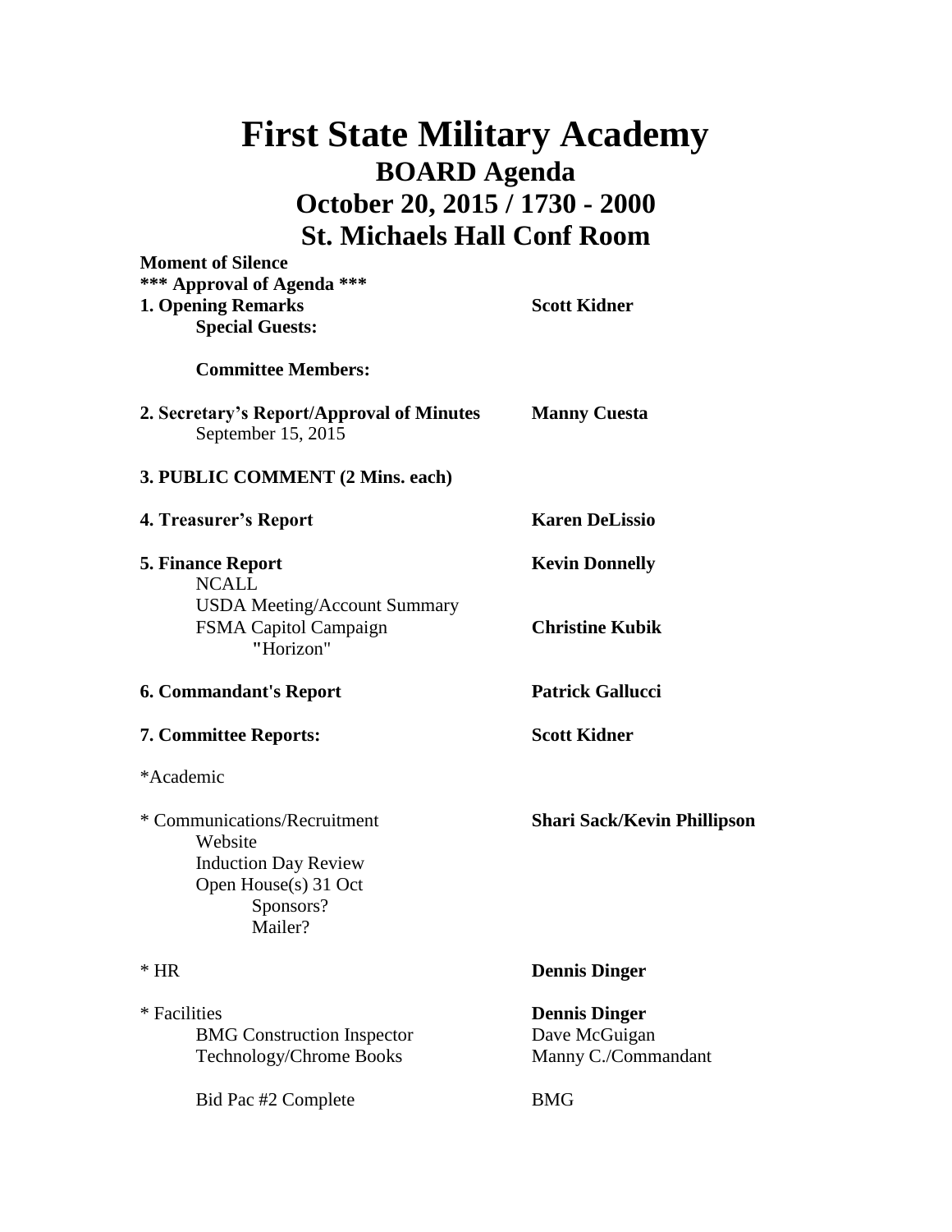# First State Military Academy

## BOARD Agenda

## October 20, 2015 / 1730 - 2000

## St. Michaels Hall Conf Room

**Moment of Silence**

**\*\*\* Approval of Agenda \*\*\***

**1. Opening Remarks** — **Scott Kidner**

- **Special Guests:**
- **Committee Members:**

**2. Secretary's Report/Approval of Minutes** — **Manny Cuesta**

- September 15, 2015

**3. PUBLIC COMMENT (2 Mins. each)**

**4. Treasurer's Report** — **Karen DeLissio**

**5. Finance Report** — **Kevin Donnelly**

- NCALL
- USDA Meeting/Account Summary
- FSMA Capitol Campaign — **Christine Kubik**
  - "Horizon"

**6. Commandant's Report** — **Patrick Gallucci**

**7. Committee Reports:** — **Scott Kidner**

*Academic

* Communications/Recruitment — **Shari Sack/Kevin Phillipson**

- Website
- Induction Day Review
- Open House(s) 31 Oct
  - Sponsors?
  - Mailer?

* HR — **Dennis Dinger**

* Facilities — **Dennis Dinger**

- BMG Construction Inspector — Dave McGuigan
- Technology/Chrome Books — Manny C./Commandant
- Bid Pac #2 Complete — BMG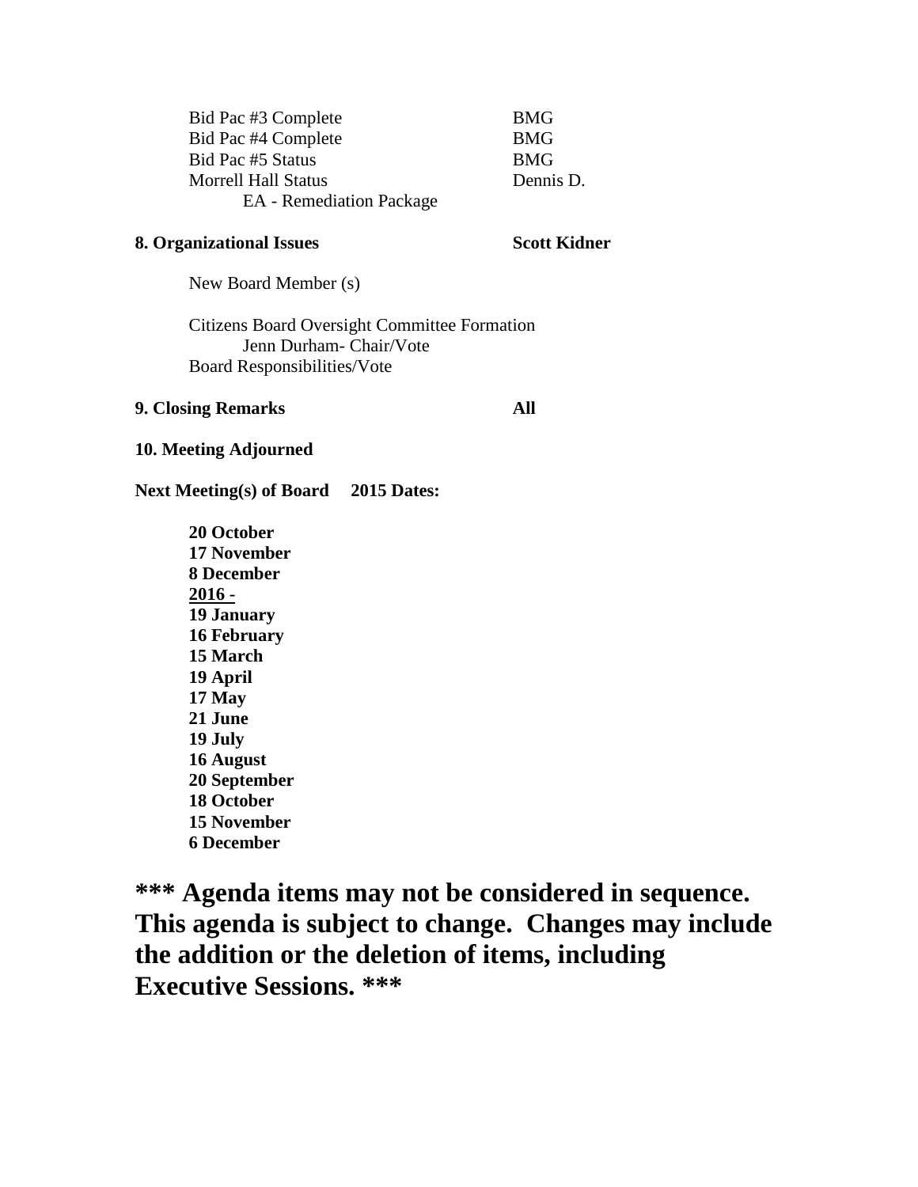Bid Pac #3 Complete BMG
Bid Pac #4 Complete BMG
Bid Pac #5 Status BMG
Morrell Hall Status Dennis D.
EA - Remediation Package

**8. Organizational Issues** **Scott Kidner**

New Board Member (s)

Citizens Board Oversight Committee Formation
Jenn Durham- Chair/Vote
Board Responsibilities/Vote

**9. Closing Remarks** **All**

**10. Meeting Adjourned**

**Next Meeting(s) of Board 2015 Dates:**

**20 October**
**17 November**
**8 December**
**2016 -**
**19 January**
**16 February**
**15 March**
**19 April**
**17 May**
**21 June**
**19 July**
**16 August**
**20 September**
**18 October**
**15 November**
**6 December**

**\*** Agenda items may not be considered in sequence. This agenda is subject to change. Changes may include the addition or the deletion of items, including Executive Sessions. \*****